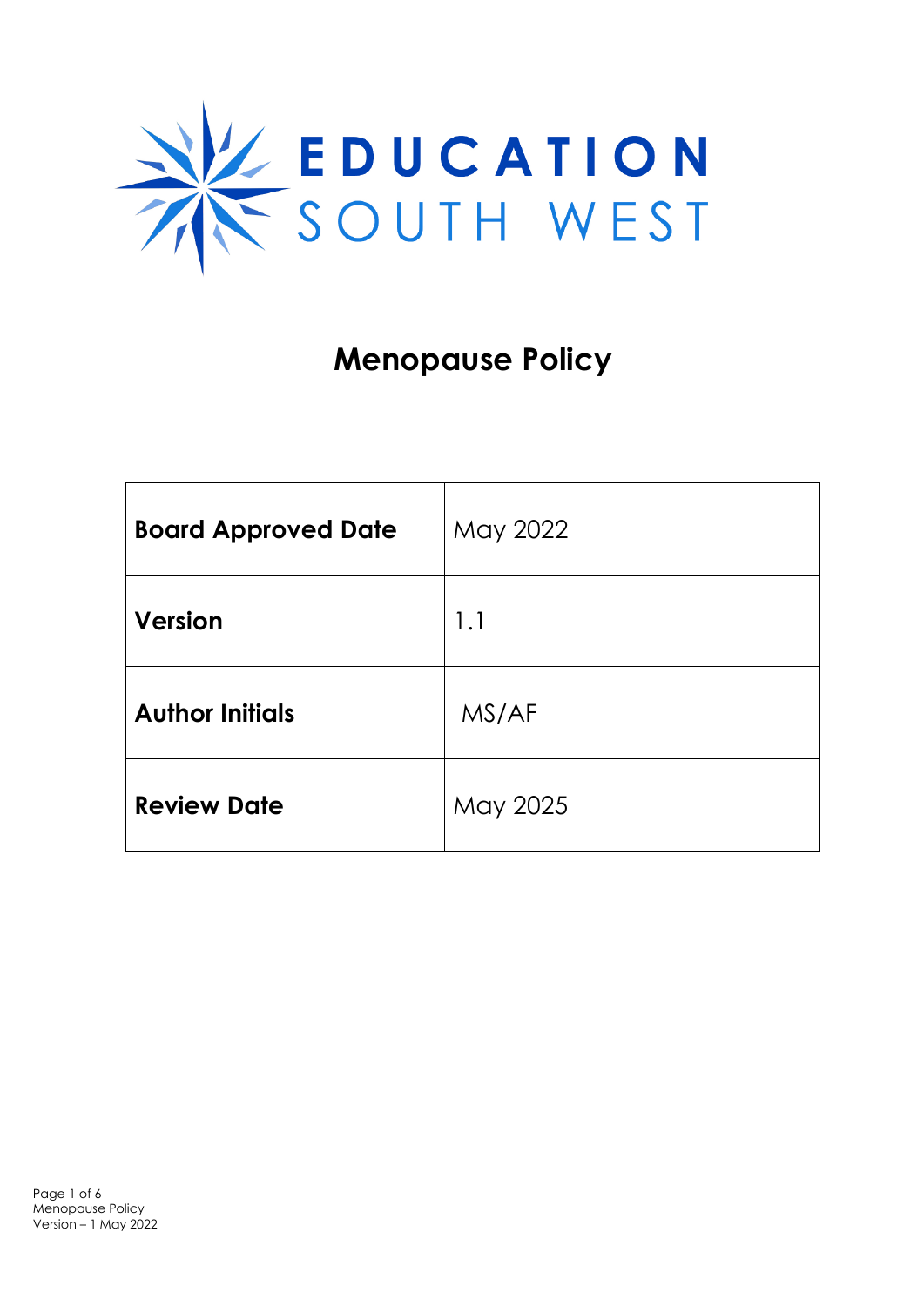EDUCATION SOUTH WEST

# Menopause Policy

| | |
|---|---|
| **Board Approved Date** | May 2022 |
| **Version** | 1.1 |
| **Author Initials** | MS/AF |
| **Review Date** | May 2025 |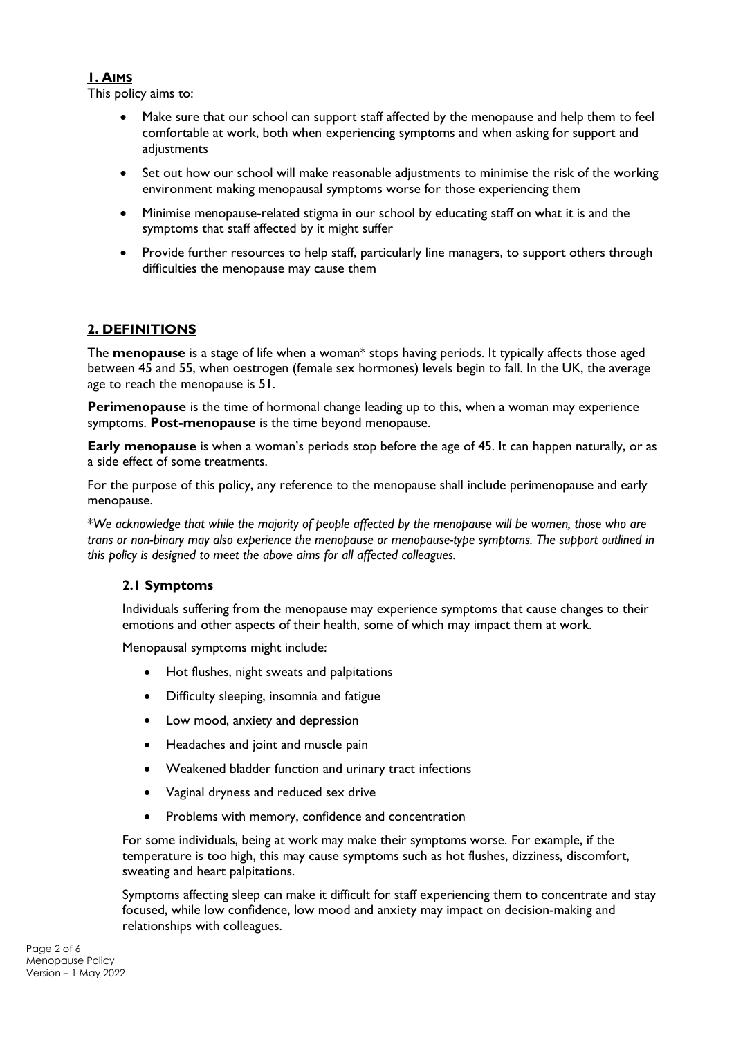## 1. Aims

This policy aims to:

- Make sure that our school can support staff affected by the menopause and help them to feel comfortable at work, both when experiencing symptoms and when asking for support and adjustments
- Set out how our school will make reasonable adjustments to minimise the risk of the working environment making menopausal symptoms worse for those experiencing them
- Minimise menopause-related stigma in our school by educating staff on what it is and the symptoms that staff affected by it might suffer
- Provide further resources to help staff, particularly line managers, to support others through difficulties the menopause may cause them

## 2. DEFINITIONS

The **menopause** is a stage of life when a woman* stops having periods. It typically affects those aged between 45 and 55, when oestrogen (female sex hormones) levels begin to fall. In the UK, the average age to reach the menopause is 51.

**Perimenopause** is the time of hormonal change leading up to this, when a woman may experience symptoms. **Post-menopause** is the time beyond menopause.

**Early menopause** is when a woman's periods stop before the age of 45. It can happen naturally, or as a side effect of some treatments.

For the purpose of this policy, any reference to the menopause shall include perimenopause and early menopause.

*\*We acknowledge that while the majority of people affected by the menopause will be women, those who are trans or non-binary may also experience the menopause or menopause-type symptoms. The support outlined in this policy is designed to meet the above aims for all affected colleagues.*

### 2.1 Symptoms

Individuals suffering from the menopause may experience symptoms that cause changes to their emotions and other aspects of their health, some of which may impact them at work.

Menopausal symptoms might include:

- Hot flushes, night sweats and palpitations
- Difficulty sleeping, insomnia and fatigue
- Low mood, anxiety and depression
- Headaches and joint and muscle pain
- Weakened bladder function and urinary tract infections
- Vaginal dryness and reduced sex drive
- Problems with memory, confidence and concentration

For some individuals, being at work may make their symptoms worse. For example, if the temperature is too high, this may cause symptoms such as hot flushes, dizziness, discomfort, sweating and heart palpitations.

Symptoms affecting sleep can make it difficult for staff experiencing them to concentrate and stay focused, while low confidence, low mood and anxiety may impact on decision-making and relationships with colleagues.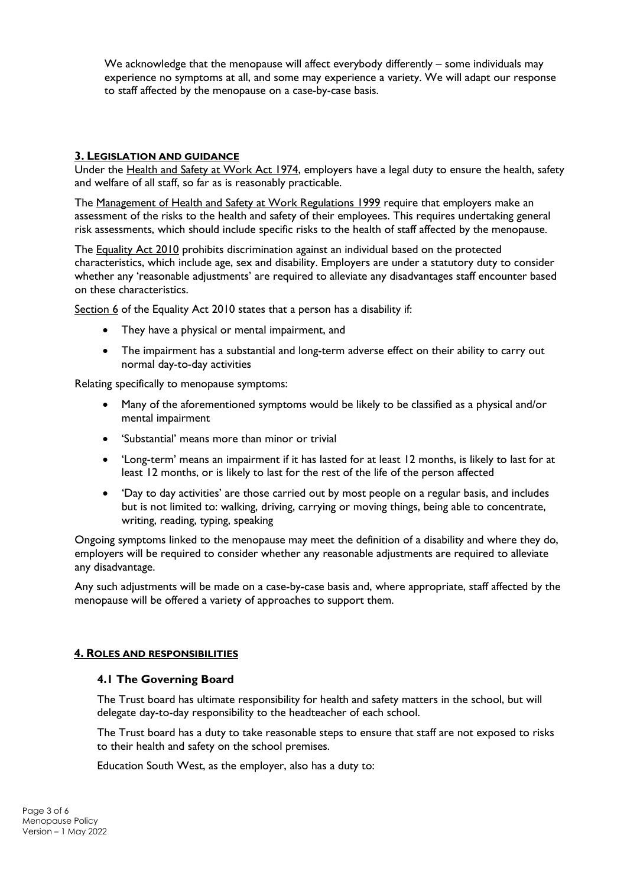We acknowledge that the menopause will affect everybody differently – some individuals may experience no symptoms at all, and some may experience a variety. We will adapt our response to staff affected by the menopause on a case-by-case basis.

## 3. Legislation and guidance

Under the Health and Safety at Work Act 1974, employers have a legal duty to ensure the health, safety and welfare of all staff, so far as is reasonably practicable.

The Management of Health and Safety at Work Regulations 1999 require that employers make an assessment of the risks to the health and safety of their employees. This requires undertaking general risk assessments, which should include specific risks to the health of staff affected by the menopause.

The Equality Act 2010 prohibits discrimination against an individual based on the protected characteristics, which include age, sex and disability. Employers are under a statutory duty to consider whether any 'reasonable adjustments' are required to alleviate any disadvantages staff encounter based on these characteristics.

Section 6 of the Equality Act 2010 states that a person has a disability if:

- They have a physical or mental impairment, and
- The impairment has a substantial and long-term adverse effect on their ability to carry out normal day-to-day activities

Relating specifically to menopause symptoms:

- Many of the aforementioned symptoms would be likely to be classified as a physical and/or mental impairment
- 'Substantial' means more than minor or trivial
- 'Long-term' means an impairment if it has lasted for at least 12 months, is likely to last for at least 12 months, or is likely to last for the rest of the life of the person affected
- 'Day to day activities' are those carried out by most people on a regular basis, and includes but is not limited to: walking, driving, carrying or moving things, being able to concentrate, writing, reading, typing, speaking

Ongoing symptoms linked to the menopause may meet the definition of a disability and where they do, employers will be required to consider whether any reasonable adjustments are required to alleviate any disadvantage.

Any such adjustments will be made on a case-by-case basis and, where appropriate, staff affected by the menopause will be offered a variety of approaches to support them.

## 4. Roles and responsibilities

### 4.1 The Governing Board

The Trust board has ultimate responsibility for health and safety matters in the school, but will delegate day-to-day responsibility to the headteacher of each school.

The Trust board has a duty to take reasonable steps to ensure that staff are not exposed to risks to their health and safety on the school premises.

Education South West, as the employer, also has a duty to: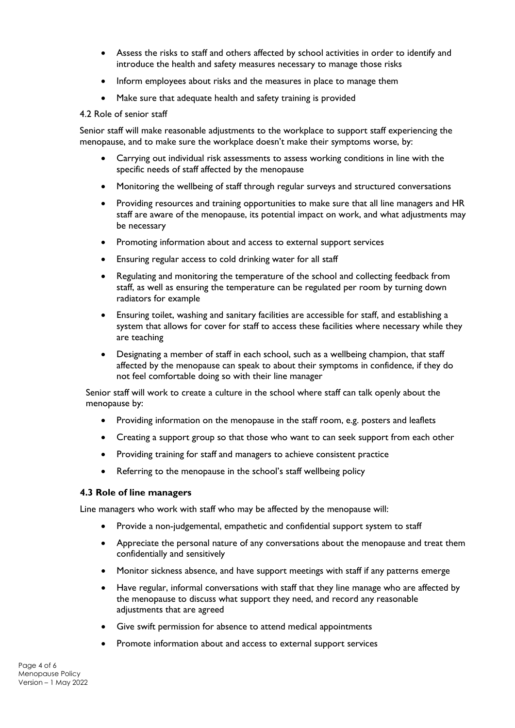- Assess the risks to staff and others affected by school activities in order to identify and introduce the health and safety measures necessary to manage those risks
- Inform employees about risks and the measures in place to manage them
- Make sure that adequate health and safety training is provided

4.2 Role of senior staff

Senior staff will make reasonable adjustments to the workplace to support staff experiencing the menopause, and to make sure the workplace doesn't make their symptoms worse, by:

- Carrying out individual risk assessments to assess working conditions in line with the specific needs of staff affected by the menopause
- Monitoring the wellbeing of staff through regular surveys and structured conversations
- Providing resources and training opportunities to make sure that all line managers and HR staff are aware of the menopause, its potential impact on work, and what adjustments may be necessary
- Promoting information about and access to external support services
- Ensuring regular access to cold drinking water for all staff
- Regulating and monitoring the temperature of the school and collecting feedback from staff, as well as ensuring the temperature can be regulated per room by turning down radiators for example
- Ensuring toilet, washing and sanitary facilities are accessible for staff, and establishing a system that allows for cover for staff to access these facilities where necessary while they are teaching
- Designating a member of staff in each school, such as a wellbeing champion, that staff affected by the menopause can speak to about their symptoms in confidence, if they do not feel comfortable doing so with their line manager

Senior staff will work to create a culture in the school where staff can talk openly about the menopause by:

- Providing information on the menopause in the staff room, e.g. posters and leaflets
- Creating a support group so that those who want to can seek support from each other
- Providing training for staff and managers to achieve consistent practice
- Referring to the menopause in the school's staff wellbeing policy

### 4.3 Role of line managers

Line managers who work with staff who may be affected by the menopause will:

- Provide a non-judgemental, empathetic and confidential support system to staff
- Appreciate the personal nature of any conversations about the menopause and treat them confidentially and sensitively
- Monitor sickness absence, and have support meetings with staff if any patterns emerge
- Have regular, informal conversations with staff that they line manage who are affected by the menopause to discuss what support they need, and record any reasonable adjustments that are agreed
- Give swift permission for absence to attend medical appointments
- Promote information about and access to external support services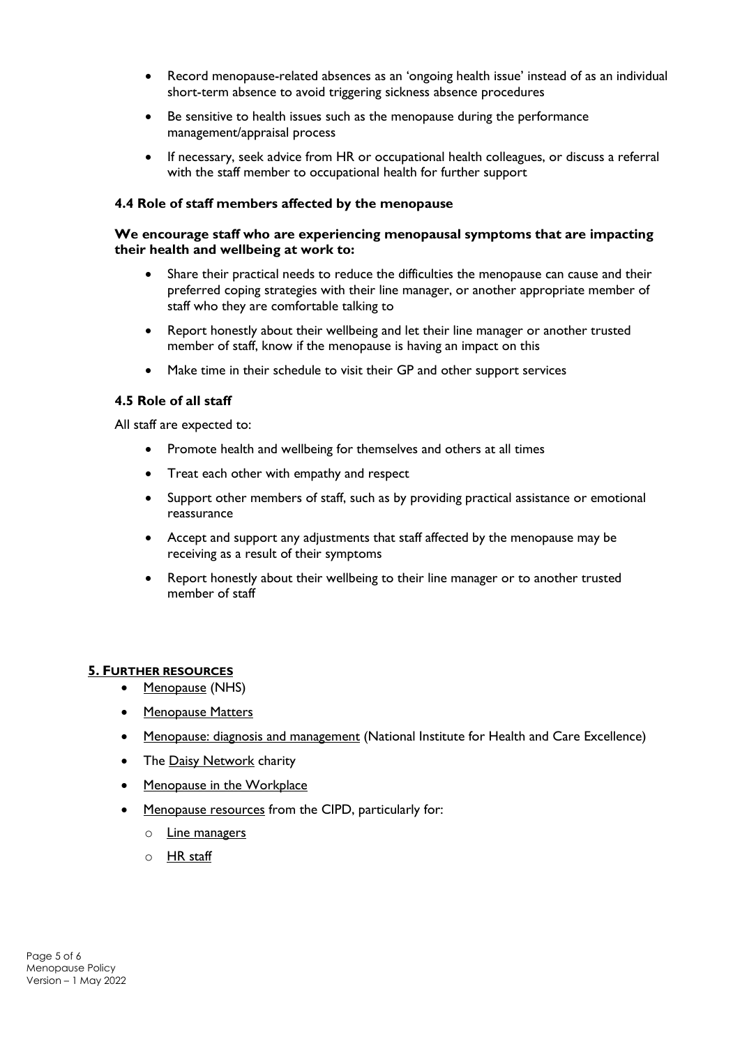- Record menopause-related absences as an 'ongoing health issue' instead of as an individual short-term absence to avoid triggering sickness absence procedures
- Be sensitive to health issues such as the menopause during the performance management/appraisal process
- If necessary, seek advice from HR or occupational health colleagues, or discuss a referral with the staff member to occupational health for further support

### 4.4 Role of staff members affected by the menopause

**We encourage staff who are experiencing menopausal symptoms that are impacting their health and wellbeing at work to:**

- Share their practical needs to reduce the difficulties the menopause can cause and their preferred coping strategies with their line manager, or another appropriate member of staff who they are comfortable talking to
- Report honestly about their wellbeing and let their line manager or another trusted member of staff, know if the menopause is having an impact on this
- Make time in their schedule to visit their GP and other support services

### 4.5 Role of all staff

All staff are expected to:

- Promote health and wellbeing for themselves and others at all times
- Treat each other with empathy and respect
- Support other members of staff, such as by providing practical assistance or emotional reassurance
- Accept and support any adjustments that staff affected by the menopause may be receiving as a result of their symptoms
- Report honestly about their wellbeing to their line manager or to another trusted member of staff

## 5. Further resources

- Menopause (NHS)
- Menopause Matters
- Menopause: diagnosis and management (National Institute for Health and Care Excellence)
- The Daisy Network charity
- Menopause in the Workplace
- Menopause resources from the CIPD, particularly for:
  - Line managers
  - HR staff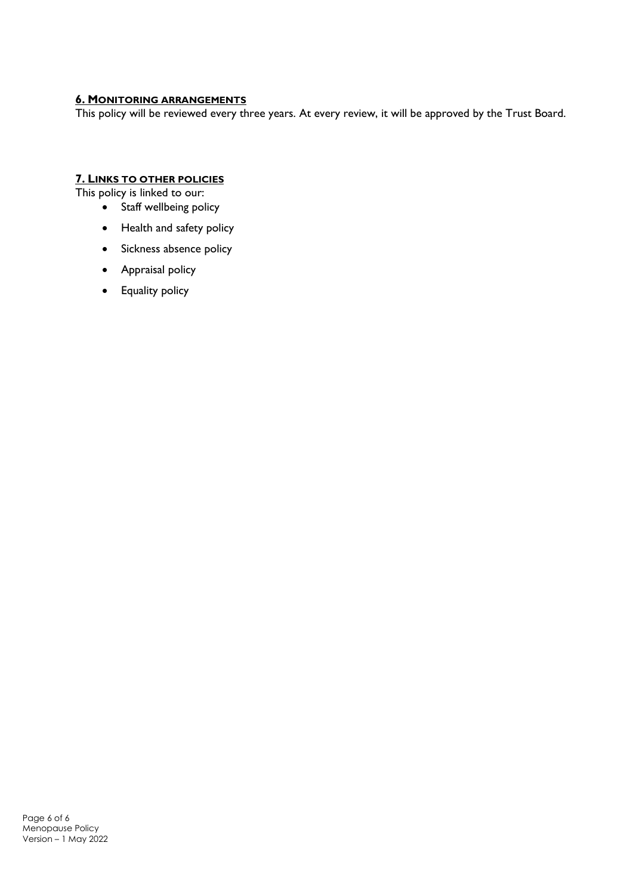## 6. Monitoring arrangements

This policy will be reviewed every three years. At every review, it will be approved by the Trust Board.

## 7. Links to other policies

This policy is linked to our:

- Staff wellbeing policy
- Health and safety policy
- Sickness absence policy
- Appraisal policy
- Equality policy